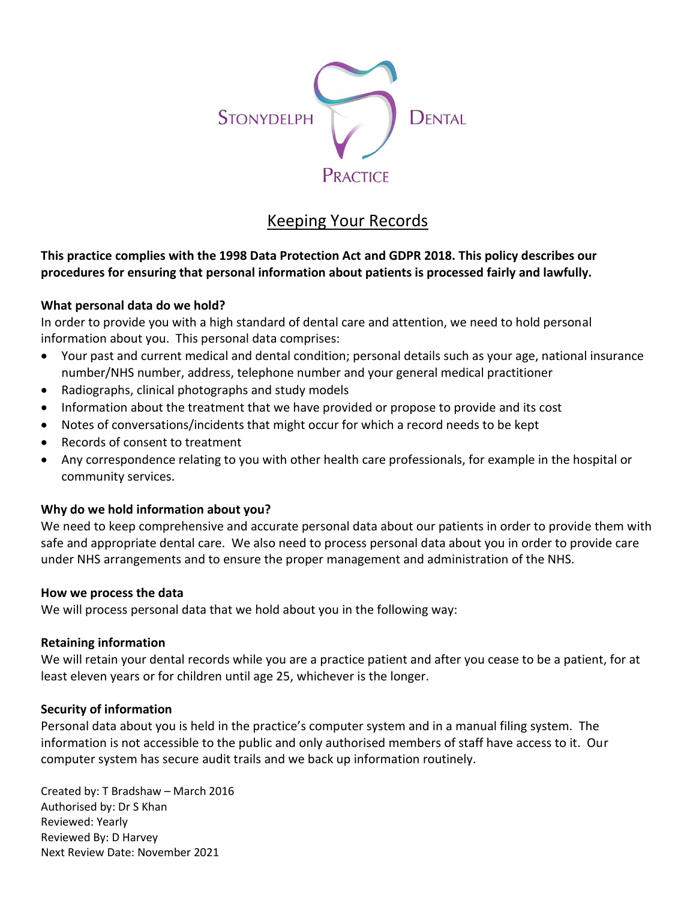STONYDELPH DENTAL PRACTICE

# Keeping Your Records

**This practice complies with the 1998 Data Protection Act and GDPR 2018. This policy describes our procedures for ensuring that personal information about patients is processed fairly and lawfully.**

**What personal data do we hold?**
In order to provide you with a high standard of dental care and attention, we need to hold personal information about you. This personal data comprises:

- Your past and current medical and dental condition; personal details such as your age, national insurance number/NHS number, address, telephone number and your general medical practitioner
- Radiographs, clinical photographs and study models
- Information about the treatment that we have provided or propose to provide and its cost
- Notes of conversations/incidents that might occur for which a record needs to be kept
- Records of consent to treatment
- Any correspondence relating to you with other health care professionals, for example in the hospital or community services.

**Why do we hold information about you?**
We need to keep comprehensive and accurate personal data about our patients in order to provide them with safe and appropriate dental care. We also need to process personal data about you in order to provide care under NHS arrangements and to ensure the proper management and administration of the NHS.

**How we process the data**
We will process personal data that we hold about you in the following way:

**Retaining information**
We will retain your dental records while you are a practice patient and after you cease to be a patient, for at least eleven years or for children until age 25, whichever is the longer.

**Security of information**
Personal data about you is held in the practice's computer system and in a manual filing system. The information is not accessible to the public and only authorised members of staff have access to it. Our computer system has secure audit trails and we back up information routinely.

Created by: T Bradshaw – March 2016
Authorised by: Dr S Khan
Reviewed: Yearly
Reviewed By: D Harvey
Next Review Date: November 2021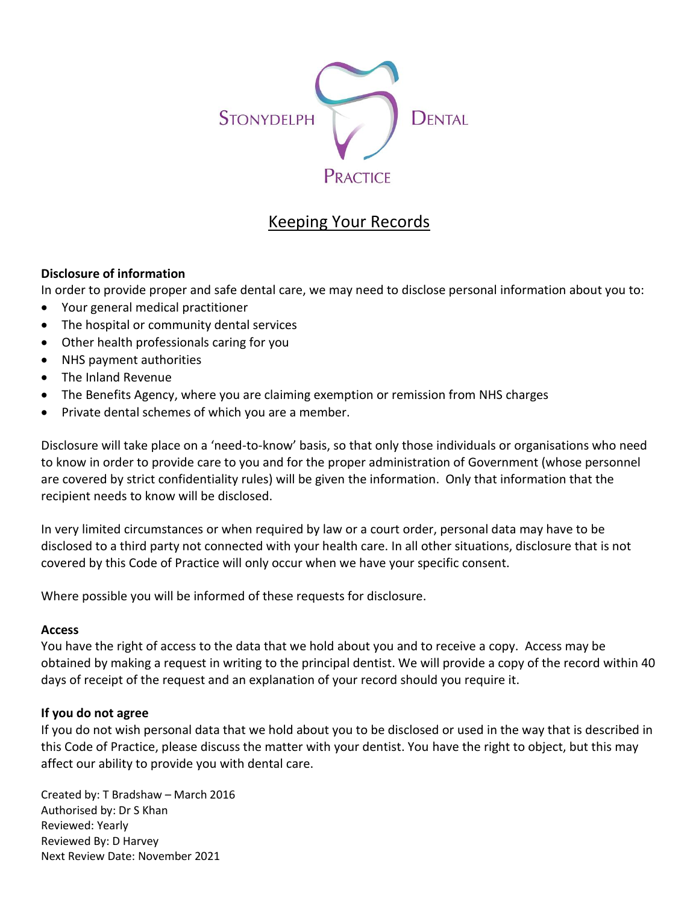STONYDELPH DENTAL PRACTICE

# Keeping Your Records

**Disclosure of information**

In order to provide proper and safe dental care, we may need to disclose personal information about you to:

- Your general medical practitioner
- The hospital or community dental services
- Other health professionals caring for you
- NHS payment authorities
- The Inland Revenue
- The Benefits Agency, where you are claiming exemption or remission from NHS charges
- Private dental schemes of which you are a member.

Disclosure will take place on a 'need-to-know' basis, so that only those individuals or organisations who need to know in order to provide care to you and for the proper administration of Government (whose personnel are covered by strict confidentiality rules) will be given the information. Only that information that the recipient needs to know will be disclosed.

In very limited circumstances or when required by law or a court order, personal data may have to be disclosed to a third party not connected with your health care. In all other situations, disclosure that is not covered by this Code of Practice will only occur when we have your specific consent.

Where possible you will be informed of these requests for disclosure.

**Access**

You have the right of access to the data that we hold about you and to receive a copy. Access may be obtained by making a request in writing to the principal dentist. We will provide a copy of the record within 40 days of receipt of the request and an explanation of your record should you require it.

**If you do not agree**

If you do not wish personal data that we hold about you to be disclosed or used in the way that is described in this Code of Practice, please discuss the matter with your dentist. You have the right to object, but this may affect our ability to provide you with dental care.

Created by: T Bradshaw – March 2016
Authorised by: Dr S Khan
Reviewed: Yearly
Reviewed By: D Harvey
Next Review Date: November 2021